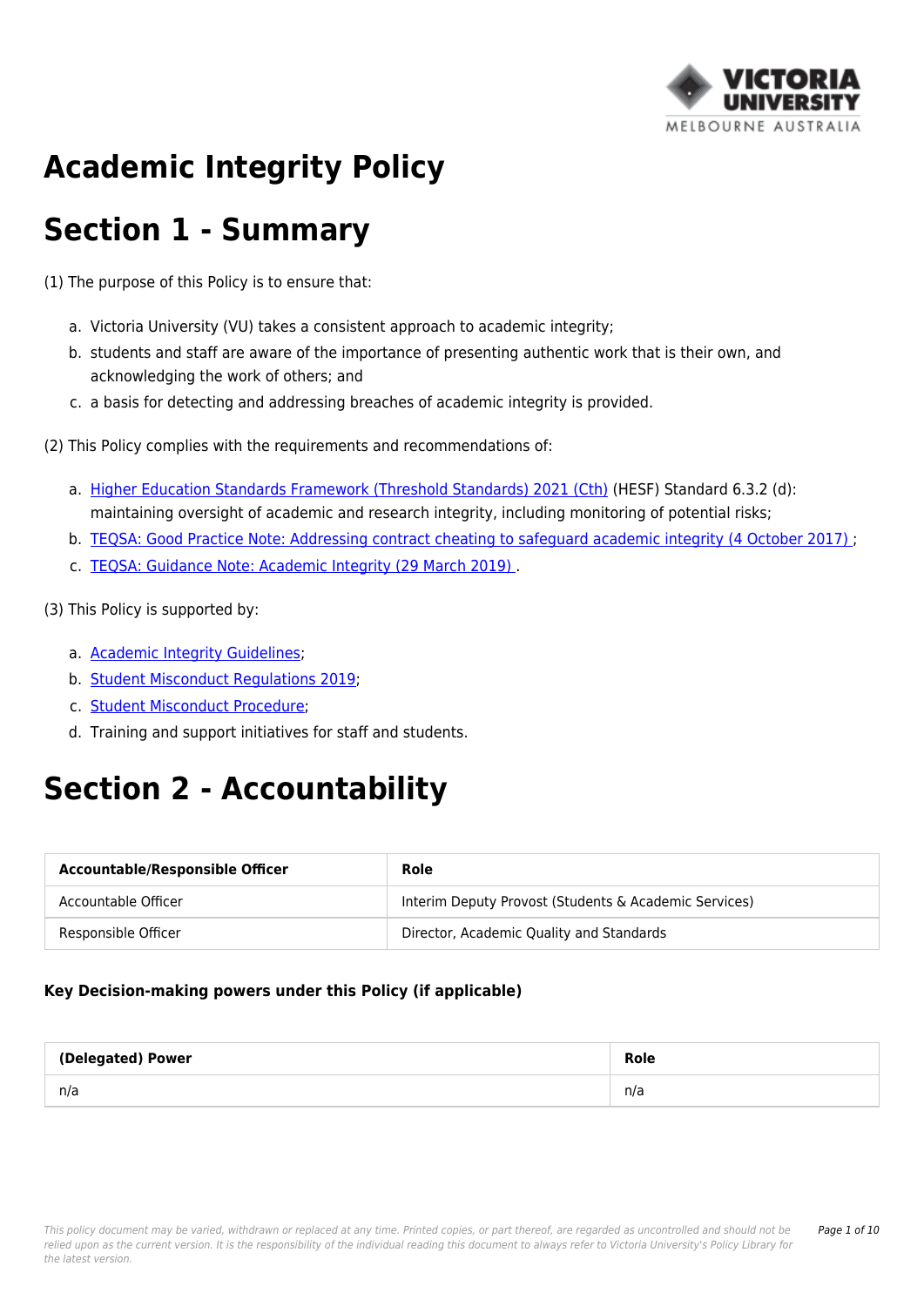# Academic Integrity Policy

# Section 1 - Summary

(1) The purpose of this Policy is to ensure that:

a. Victoria University (VU) takes a consistent approach to academic integrity;
b. students and staff are aware of the importance of presenting authentic work that is their own, and acknowledging the work of others; and
c. a basis for detecting and addressing breaches of academic integrity is provided.

(2) This Policy complies with the requirements and recommendations of:

a. Higher Education Standards Framework (Threshold Standards) 2021 (Cth) (HESF) Standard 6.3.2 (d): maintaining oversight of academic and research integrity, including monitoring of potential risks;
b. TEQSA: Good Practice Note: Addressing contract cheating to safeguard academic integrity (4 October 2017) ;
c. TEQSA: Guidance Note: Academic Integrity (29 March 2019) .

(3) This Policy is supported by:

a. Academic Integrity Guidelines;
b. Student Misconduct Regulations 2019;
c. Student Misconduct Procedure;
d. Training and support initiatives for staff and students.

# Section 2 - Accountability

| Accountable/Responsible Officer | Role |
| --- | --- |
| Accountable Officer | Interim Deputy Provost (Students & Academic Services) |
| Responsible Officer | Director, Academic Quality and Standards |

**Key Decision-making powers under this Policy (if applicable)**

| (Delegated) Power | Role |
| --- | --- |
| n/a | n/a |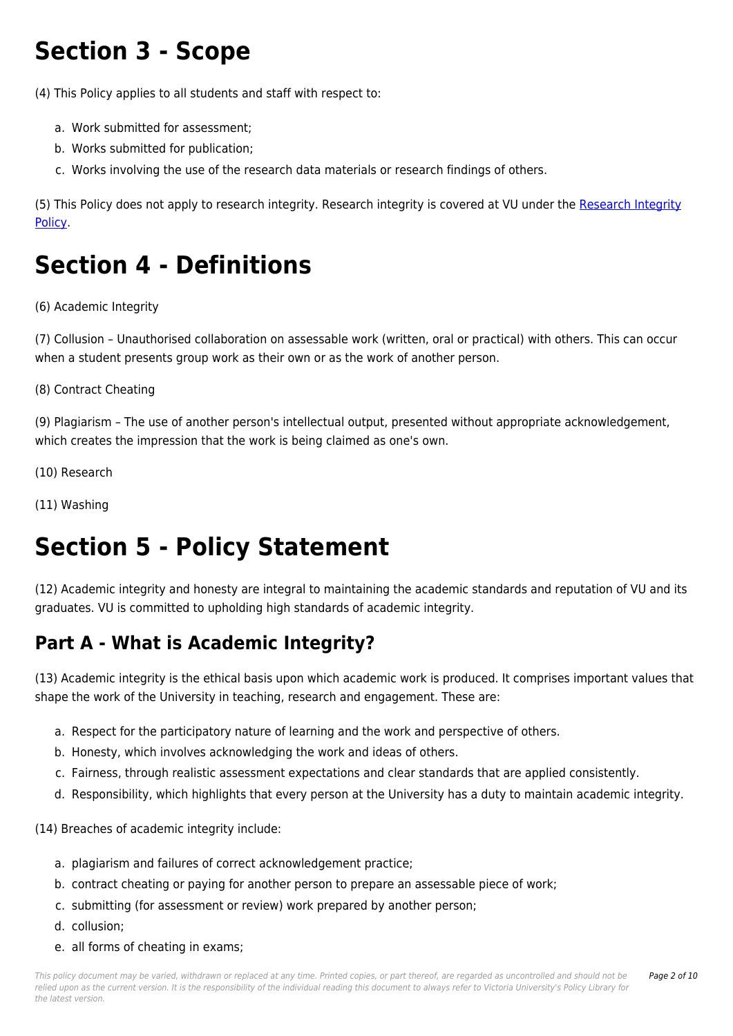# Section 3 - Scope

(4) This Policy applies to all students and staff with respect to:

a. Work submitted for assessment;
b. Works submitted for publication;
c. Works involving the use of the research data materials or research findings of others.

(5) This Policy does not apply to research integrity. Research integrity is covered at VU under the Research Integrity Policy.

# Section 4 - Definitions

(6) Academic Integrity

(7) Collusion – Unauthorised collaboration on assessable work (written, oral or practical) with others. This can occur when a student presents group work as their own or as the work of another person.

(8) Contract Cheating

(9) Plagiarism – The use of another person's intellectual output, presented without appropriate acknowledgement, which creates the impression that the work is being claimed as one's own.

(10) Research

(11) Washing

# Section 5 - Policy Statement

(12) Academic integrity and honesty are integral to maintaining the academic standards and reputation of VU and its graduates. VU is committed to upholding high standards of academic integrity.

## Part A - What is Academic Integrity?

(13) Academic integrity is the ethical basis upon which academic work is produced. It comprises important values that shape the work of the University in teaching, research and engagement. These are:

a. Respect for the participatory nature of learning and the work and perspective of others.
b. Honesty, which involves acknowledging the work and ideas of others.
c. Fairness, through realistic assessment expectations and clear standards that are applied consistently.
d. Responsibility, which highlights that every person at the University has a duty to maintain academic integrity.

(14) Breaches of academic integrity include:

a. plagiarism and failures of correct acknowledgement practice;
b. contract cheating or paying for another person to prepare an assessable piece of work;
c. submitting (for assessment or review) work prepared by another person;
d. collusion;
e. all forms of cheating in exams;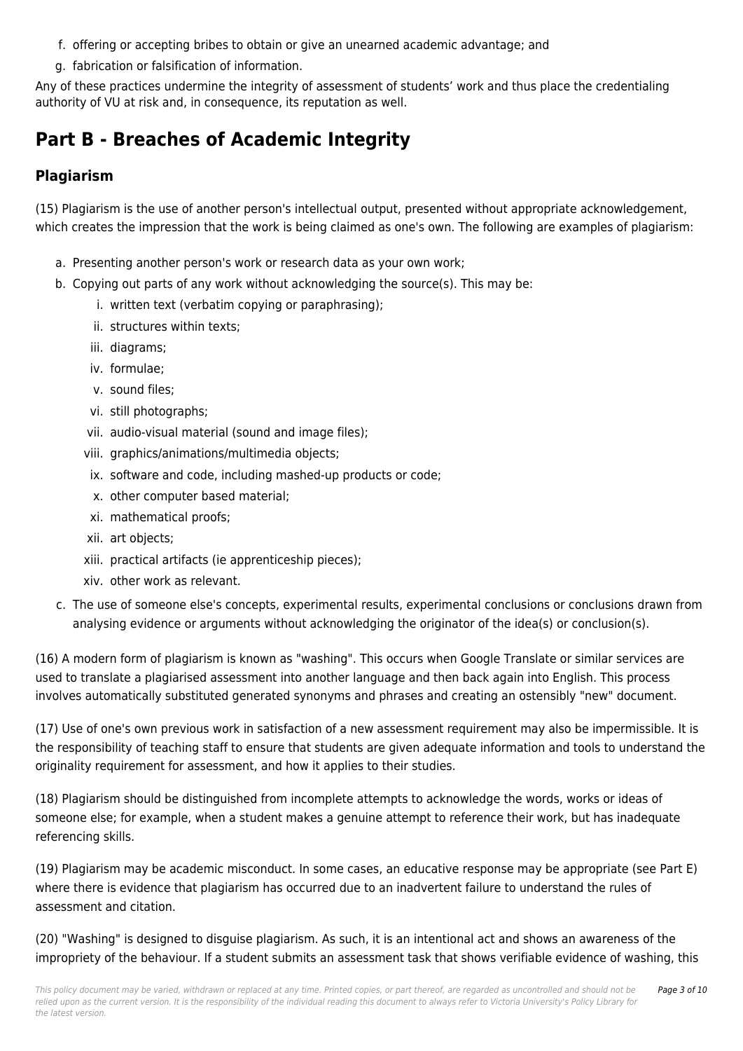f. offering or accepting bribes to obtain or give an unearned academic advantage; and
g. fabrication or falsification of information.

Any of these practices undermine the integrity of assessment of students' work and thus place the credentialing authority of VU at risk and, in consequence, its reputation as well.

# Part B - Breaches of Academic Integrity

## Plagiarism

(15) Plagiarism is the use of another person's intellectual output, presented without appropriate acknowledgement, which creates the impression that the work is being claimed as one's own. The following are examples of plagiarism:

a. Presenting another person's work or research data as your own work;
b. Copying out parts of any work without acknowledging the source(s). This may be:
    i. written text (verbatim copying or paraphrasing);
    ii. structures within texts;
    iii. diagrams;
    iv. formulae;
    v. sound files;
    vi. still photographs;
    vii. audio-visual material (sound and image files);
    viii. graphics/animations/multimedia objects;
    ix. software and code, including mashed-up products or code;
    x. other computer based material;
    xi. mathematical proofs;
    xii. art objects;
    xiii. practical artifacts (ie apprenticeship pieces);
    xiv. other work as relevant.
c. The use of someone else's concepts, experimental results, experimental conclusions or conclusions drawn from analysing evidence or arguments without acknowledging the originator of the idea(s) or conclusion(s).

(16) A modern form of plagiarism is known as "washing". This occurs when Google Translate or similar services are used to translate a plagiarised assessment into another language and then back again into English. This process involves automatically substituted generated synonyms and phrases and creating an ostensibly "new" document.

(17) Use of one's own previous work in satisfaction of a new assessment requirement may also be impermissible. It is the responsibility of teaching staff to ensure that students are given adequate information and tools to understand the originality requirement for assessment, and how it applies to their studies.

(18) Plagiarism should be distinguished from incomplete attempts to acknowledge the words, works or ideas of someone else; for example, when a student makes a genuine attempt to reference their work, but has inadequate referencing skills.

(19) Plagiarism may be academic misconduct. In some cases, an educative response may be appropriate (see Part E) where there is evidence that plagiarism has occurred due to an inadvertent failure to understand the rules of assessment and citation.

(20) "Washing" is designed to disguise plagiarism. As such, it is an intentional act and shows an awareness of the impropriety of the behaviour. If a student submits an assessment task that shows verifiable evidence of washing, this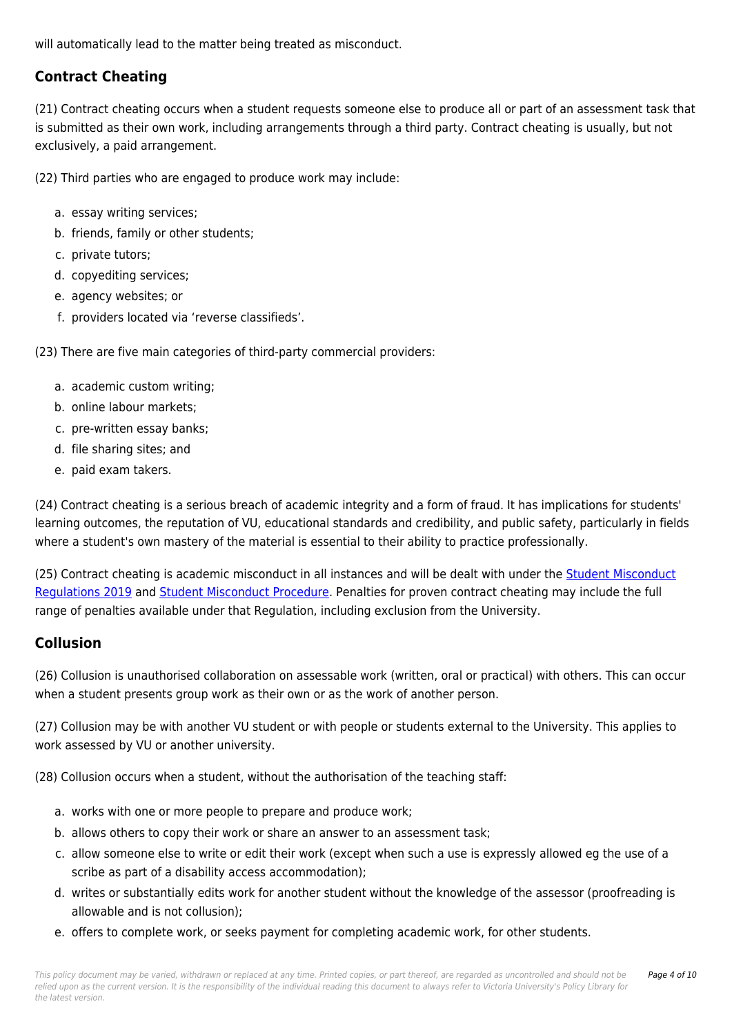will automatically lead to the matter being treated as misconduct.

## Contract Cheating

(21) Contract cheating occurs when a student requests someone else to produce all or part of an assessment task that is submitted as their own work, including arrangements through a third party. Contract cheating is usually, but not exclusively, a paid arrangement.

(22) Third parties who are engaged to produce work may include:

a. essay writing services;
b. friends, family or other students;
c. private tutors;
d. copyediting services;
e. agency websites; or
f. providers located via 'reverse classifieds'.

(23) There are five main categories of third-party commercial providers:

a. academic custom writing;
b. online labour markets;
c. pre-written essay banks;
d. file sharing sites; and
e. paid exam takers.

(24) Contract cheating is a serious breach of academic integrity and a form of fraud. It has implications for students' learning outcomes, the reputation of VU, educational standards and credibility, and public safety, particularly in fields where a student's own mastery of the material is essential to their ability to practice professionally.

(25) Contract cheating is academic misconduct in all instances and will be dealt with under the Student Misconduct Regulations 2019 and Student Misconduct Procedure. Penalties for proven contract cheating may include the full range of penalties available under that Regulation, including exclusion from the University.

## Collusion

(26) Collusion is unauthorised collaboration on assessable work (written, oral or practical) with others. This can occur when a student presents group work as their own or as the work of another person.

(27) Collusion may be with another VU student or with people or students external to the University. This applies to work assessed by VU or another university.

(28) Collusion occurs when a student, without the authorisation of the teaching staff:

a. works with one or more people to prepare and produce work;
b. allows others to copy their work or share an answer to an assessment task;
c. allow someone else to write or edit their work (except when such a use is expressly allowed eg the use of a scribe as part of a disability access accommodation);
d. writes or substantially edits work for another student without the knowledge of the assessor (proofreading is allowable and is not collusion);
e. offers to complete work, or seeks payment for completing academic work, for other students.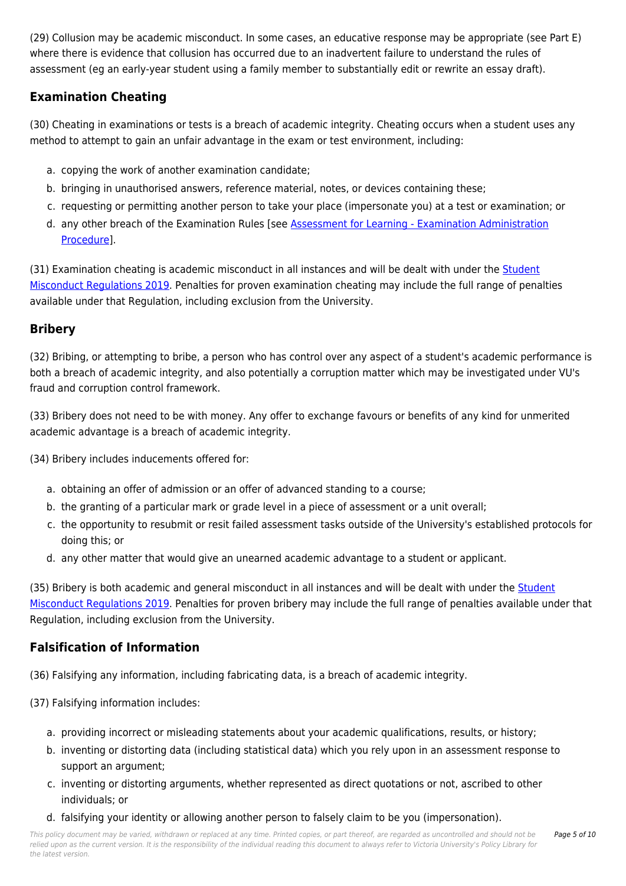(29) Collusion may be academic misconduct. In some cases, an educative response may be appropriate (see Part E) where there is evidence that collusion has occurred due to an inadvertent failure to understand the rules of assessment (eg an early-year student using a family member to substantially edit or rewrite an essay draft).

## Examination Cheating

(30) Cheating in examinations or tests is a breach of academic integrity. Cheating occurs when a student uses any method to attempt to gain an unfair advantage in the exam or test environment, including:

a. copying the work of another examination candidate;
b. bringing in unauthorised answers, reference material, notes, or devices containing these;
c. requesting or permitting another person to take your place (impersonate you) at a test or examination; or
d. any other breach of the Examination Rules [see Assessment for Learning - Examination Administration Procedure].

(31) Examination cheating is academic misconduct in all instances and will be dealt with under the Student Misconduct Regulations 2019. Penalties for proven examination cheating may include the full range of penalties available under that Regulation, including exclusion from the University.

## Bribery

(32) Bribing, or attempting to bribe, a person who has control over any aspect of a student's academic performance is both a breach of academic integrity, and also potentially a corruption matter which may be investigated under VU's fraud and corruption control framework.

(33) Bribery does not need to be with money. Any offer to exchange favours or benefits of any kind for unmerited academic advantage is a breach of academic integrity.

(34) Bribery includes inducements offered for:

a. obtaining an offer of admission or an offer of advanced standing to a course;
b. the granting of a particular mark or grade level in a piece of assessment or a unit overall;
c. the opportunity to resubmit or resit failed assessment tasks outside of the University's established protocols for doing this; or
d. any other matter that would give an unearned academic advantage to a student or applicant.

(35) Bribery is both academic and general misconduct in all instances and will be dealt with under the Student Misconduct Regulations 2019. Penalties for proven bribery may include the full range of penalties available under that Regulation, including exclusion from the University.

## Falsification of Information

(36) Falsifying any information, including fabricating data, is a breach of academic integrity.

(37) Falsifying information includes:

a. providing incorrect or misleading statements about your academic qualifications, results, or history;
b. inventing or distorting data (including statistical data) which you rely upon in an assessment response to support an argument;
c. inventing or distorting arguments, whether represented as direct quotations or not, ascribed to other individuals; or
d. falsifying your identity or allowing another person to falsely claim to be you (impersonation).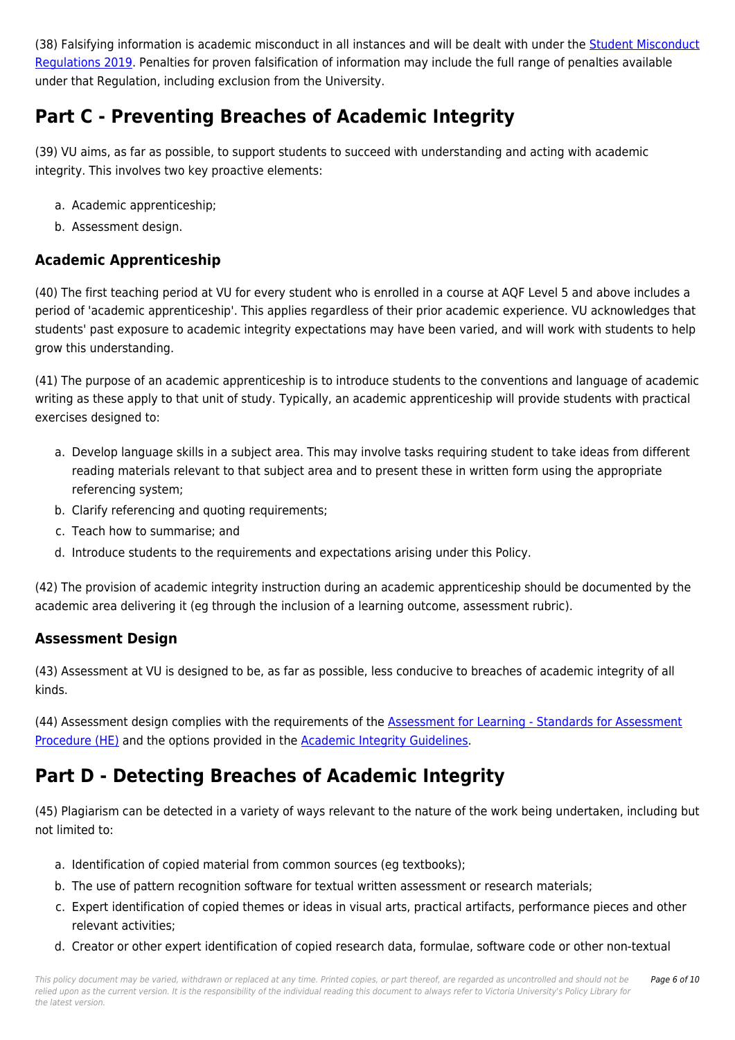(38) Falsifying information is academic misconduct in all instances and will be dealt with under the Student Misconduct Regulations 2019. Penalties for proven falsification of information may include the full range of penalties available under that Regulation, including exclusion from the University.

## Part C - Preventing Breaches of Academic Integrity

(39) VU aims, as far as possible, to support students to succeed with understanding and acting with academic integrity. This involves two key proactive elements:

a. Academic apprenticeship;
b. Assessment design.

### Academic Apprenticeship

(40) The first teaching period at VU for every student who is enrolled in a course at AQF Level 5 and above includes a period of 'academic apprenticeship'. This applies regardless of their prior academic experience. VU acknowledges that students' past exposure to academic integrity expectations may have been varied, and will work with students to help grow this understanding.

(41) The purpose of an academic apprenticeship is to introduce students to the conventions and language of academic writing as these apply to that unit of study. Typically, an academic apprenticeship will provide students with practical exercises designed to:

a. Develop language skills in a subject area. This may involve tasks requiring student to take ideas from different reading materials relevant to that subject area and to present these in written form using the appropriate referencing system;
b. Clarify referencing and quoting requirements;
c. Teach how to summarise; and
d. Introduce students to the requirements and expectations arising under this Policy.

(42) The provision of academic integrity instruction during an academic apprenticeship should be documented by the academic area delivering it (eg through the inclusion of a learning outcome, assessment rubric).

### Assessment Design

(43) Assessment at VU is designed to be, as far as possible, less conducive to breaches of academic integrity of all kinds.

(44) Assessment design complies with the requirements of the Assessment for Learning - Standards for Assessment Procedure (HE) and the options provided in the Academic Integrity Guidelines.

## Part D - Detecting Breaches of Academic Integrity

(45) Plagiarism can be detected in a variety of ways relevant to the nature of the work being undertaken, including but not limited to:

a. Identification of copied material from common sources (eg textbooks);
b. The use of pattern recognition software for textual written assessment or research materials;
c. Expert identification of copied themes or ideas in visual arts, practical artifacts, performance pieces and other relevant activities;
d. Creator or other expert identification of copied research data, formulae, software code or other non-textual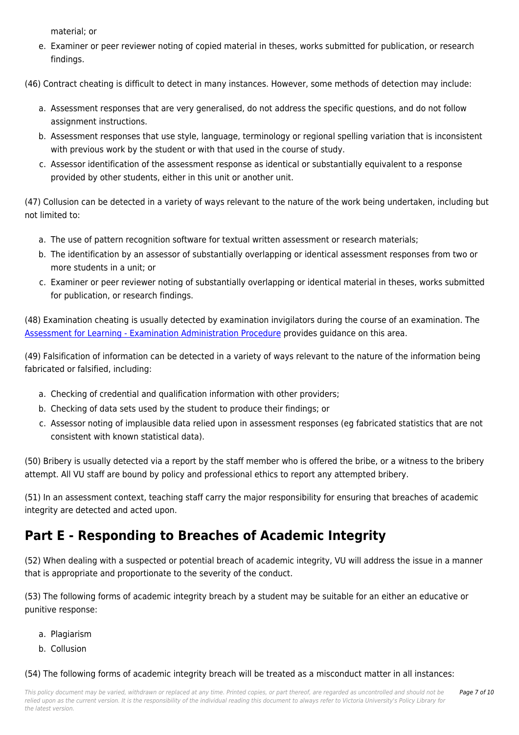material; or

e. Examiner or peer reviewer noting of copied material in theses, works submitted for publication, or research findings.

(46) Contract cheating is difficult to detect in many instances. However, some methods of detection may include:

a. Assessment responses that are very generalised, do not address the specific questions, and do not follow assignment instructions.
b. Assessment responses that use style, language, terminology or regional spelling variation that is inconsistent with previous work by the student or with that used in the course of study.
c. Assessor identification of the assessment response as identical or substantially equivalent to a response provided by other students, either in this unit or another unit.

(47) Collusion can be detected in a variety of ways relevant to the nature of the work being undertaken, including but not limited to:

a. The use of pattern recognition software for textual written assessment or research materials;
b. The identification by an assessor of substantially overlapping or identical assessment responses from two or more students in a unit; or
c. Examiner or peer reviewer noting of substantially overlapping or identical material in theses, works submitted for publication, or research findings.

(48) Examination cheating is usually detected by examination invigilators during the course of an examination. The Assessment for Learning - Examination Administration Procedure provides guidance on this area.

(49) Falsification of information can be detected in a variety of ways relevant to the nature of the information being fabricated or falsified, including:

a. Checking of credential and qualification information with other providers;
b. Checking of data sets used by the student to produce their findings; or
c. Assessor noting of implausible data relied upon in assessment responses (eg fabricated statistics that are not consistent with known statistical data).

(50) Bribery is usually detected via a report by the staff member who is offered the bribe, or a witness to the bribery attempt. All VU staff are bound by policy and professional ethics to report any attempted bribery.

(51) In an assessment context, teaching staff carry the major responsibility for ensuring that breaches of academic integrity are detected and acted upon.

## Part E - Responding to Breaches of Academic Integrity

(52) When dealing with a suspected or potential breach of academic integrity, VU will address the issue in a manner that is appropriate and proportionate to the severity of the conduct.

(53) The following forms of academic integrity breach by a student may be suitable for an either an educative or punitive response:

a. Plagiarism
b. Collusion

(54) The following forms of academic integrity breach will be treated as a misconduct matter in all instances: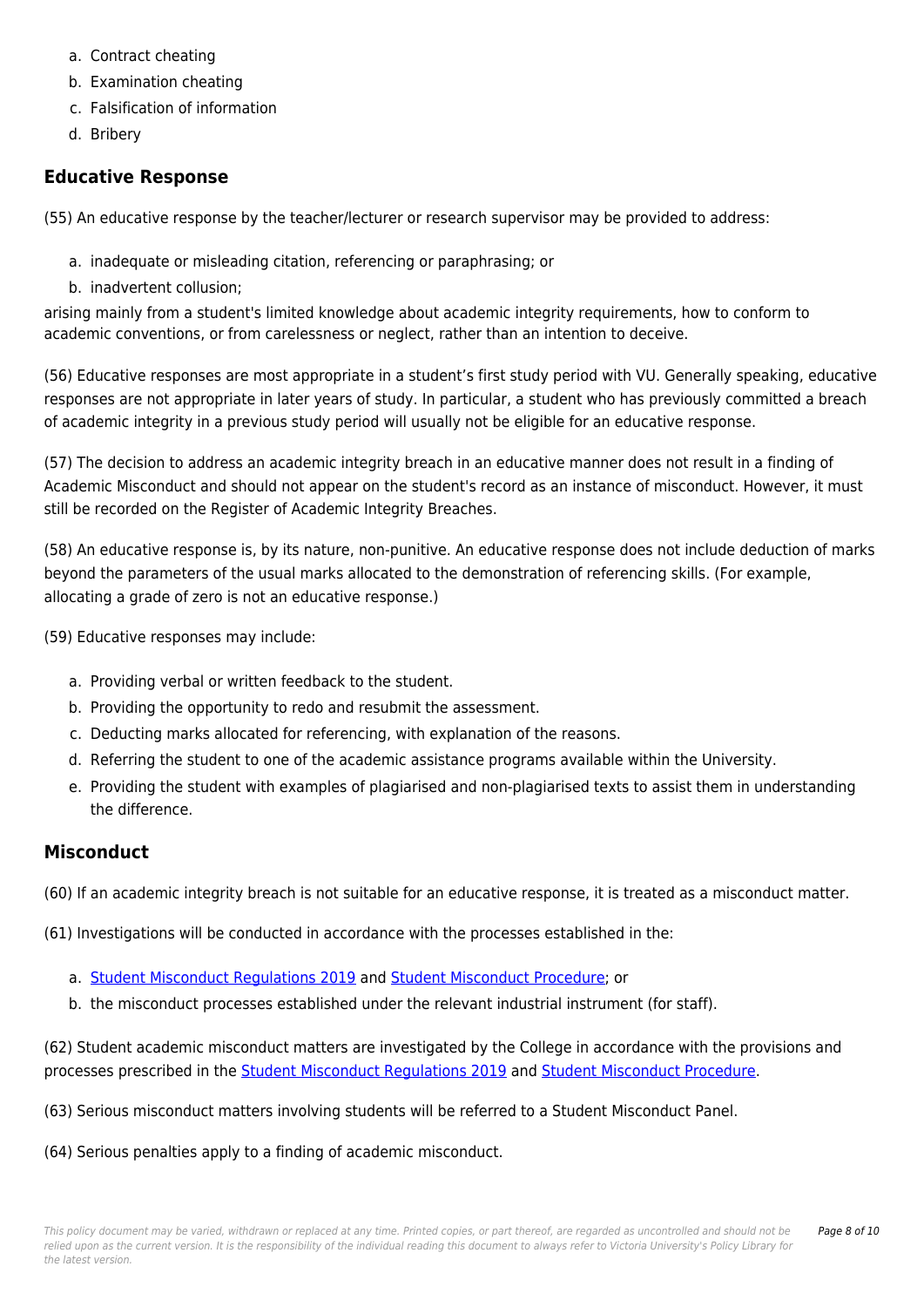a. Contract cheating
b. Examination cheating
c. Falsification of information
d. Bribery

## Educative Response

(55) An educative response by the teacher/lecturer or research supervisor may be provided to address:

a. inadequate or misleading citation, referencing or paraphrasing; or
b. inadvertent collusion;

arising mainly from a student's limited knowledge about academic integrity requirements, how to conform to academic conventions, or from carelessness or neglect, rather than an intention to deceive.

(56) Educative responses are most appropriate in a student's first study period with VU. Generally speaking, educative responses are not appropriate in later years of study. In particular, a student who has previously committed a breach of academic integrity in a previous study period will usually not be eligible for an educative response.

(57) The decision to address an academic integrity breach in an educative manner does not result in a finding of Academic Misconduct and should not appear on the student's record as an instance of misconduct. However, it must still be recorded on the Register of Academic Integrity Breaches.

(58) An educative response is, by its nature, non-punitive. An educative response does not include deduction of marks beyond the parameters of the usual marks allocated to the demonstration of referencing skills. (For example, allocating a grade of zero is not an educative response.)

(59) Educative responses may include:

a. Providing verbal or written feedback to the student.
b. Providing the opportunity to redo and resubmit the assessment.
c. Deducting marks allocated for referencing, with explanation of the reasons.
d. Referring the student to one of the academic assistance programs available within the University.
e. Providing the student with examples of plagiarised and non-plagiarised texts to assist them in understanding the difference.

## Misconduct

(60) If an academic integrity breach is not suitable for an educative response, it is treated as a misconduct matter.

(61) Investigations will be conducted in accordance with the processes established in the:

a. Student Misconduct Regulations 2019 and Student Misconduct Procedure; or
b. the misconduct processes established under the relevant industrial instrument (for staff).

(62) Student academic misconduct matters are investigated by the College in accordance with the provisions and processes prescribed in the Student Misconduct Regulations 2019 and Student Misconduct Procedure.

(63) Serious misconduct matters involving students will be referred to a Student Misconduct Panel.

(64) Serious penalties apply to a finding of academic misconduct.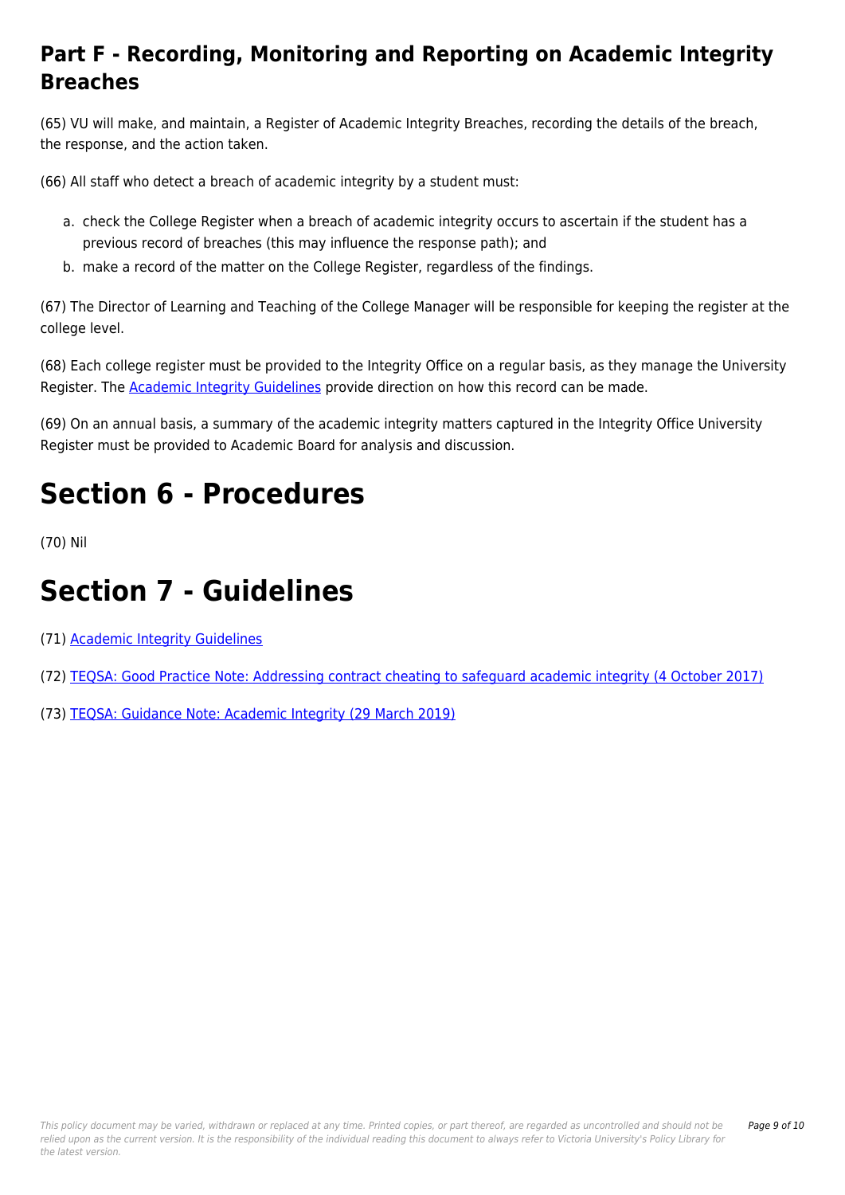## Part F - Recording, Monitoring and Reporting on Academic Integrity Breaches

(65) VU will make, and maintain, a Register of Academic Integrity Breaches, recording the details of the breach, the response, and the action taken.

(66) All staff who detect a breach of academic integrity by a student must:

a. check the College Register when a breach of academic integrity occurs to ascertain if the student has a previous record of breaches (this may influence the response path); and
b. make a record of the matter on the College Register, regardless of the findings.

(67) The Director of Learning and Teaching of the College Manager will be responsible for keeping the register at the college level.

(68) Each college register must be provided to the Integrity Office on a regular basis, as they manage the University Register. The Academic Integrity Guidelines provide direction on how this record can be made.

(69) On an annual basis, a summary of the academic integrity matters captured in the Integrity Office University Register must be provided to Academic Board for analysis and discussion.

# Section 6 - Procedures

(70) Nil

# Section 7 - Guidelines

(71) Academic Integrity Guidelines

(72) TEQSA: Good Practice Note: Addressing contract cheating to safeguard academic integrity (4 October 2017)

(73) TEQSA: Guidance Note: Academic Integrity (29 March 2019)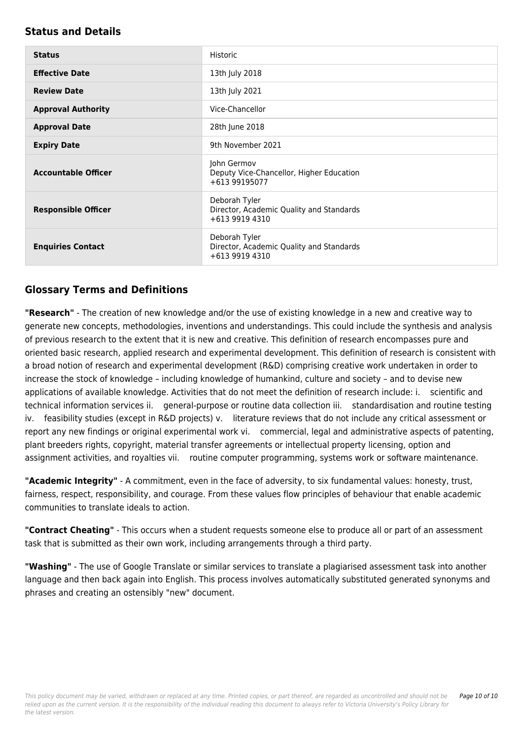## Status and Details

| | |
|---|---|
| **Status** | Historic |
| **Effective Date** | 13th July 2018 |
| **Review Date** | 13th July 2021 |
| **Approval Authority** | Vice-Chancellor |
| **Approval Date** | 28th June 2018 |
| **Expiry Date** | 9th November 2021 |
| **Accountable Officer** | John Germov<br>Deputy Vice-Chancellor, Higher Education<br>+613 99195077 |
| **Responsible Officer** | Deborah Tyler<br>Director, Academic Quality and Standards<br>+613 9919 4310 |
| **Enquiries Contact** | Deborah Tyler<br>Director, Academic Quality and Standards<br>+613 9919 4310 |

## Glossary Terms and Definitions

**"Research"** - The creation of new knowledge and/or the use of existing knowledge in a new and creative way to generate new concepts, methodologies, inventions and understandings. This could include the synthesis and analysis of previous research to the extent that it is new and creative. This definition of research encompasses pure and oriented basic research, applied research and experimental development. This definition of research is consistent with a broad notion of research and experimental development (R&D) comprising creative work undertaken in order to increase the stock of knowledge – including knowledge of humankind, culture and society – and to devise new applications of available knowledge. Activities that do not meet the definition of research include: i. scientific and technical information services ii. general-purpose or routine data collection iii. standardisation and routine testing iv. feasibility studies (except in R&D projects) v. literature reviews that do not include any critical assessment or report any new findings or original experimental work vi. commercial, legal and administrative aspects of patenting, plant breeders rights, copyright, material transfer agreements or intellectual property licensing, option and assignment activities, and royalties vii. routine computer programming, systems work or software maintenance.

**"Academic Integrity"** - A commitment, even in the face of adversity, to six fundamental values: honesty, trust, fairness, respect, responsibility, and courage. From these values flow principles of behaviour that enable academic communities to translate ideals to action.

**"Contract Cheating"** - This occurs when a student requests someone else to produce all or part of an assessment task that is submitted as their own work, including arrangements through a third party.

**"Washing"** - The use of Google Translate or similar services to translate a plagiarised assessment task into another language and then back again into English. This process involves automatically substituted generated synonyms and phrases and creating an ostensibly "new" document.